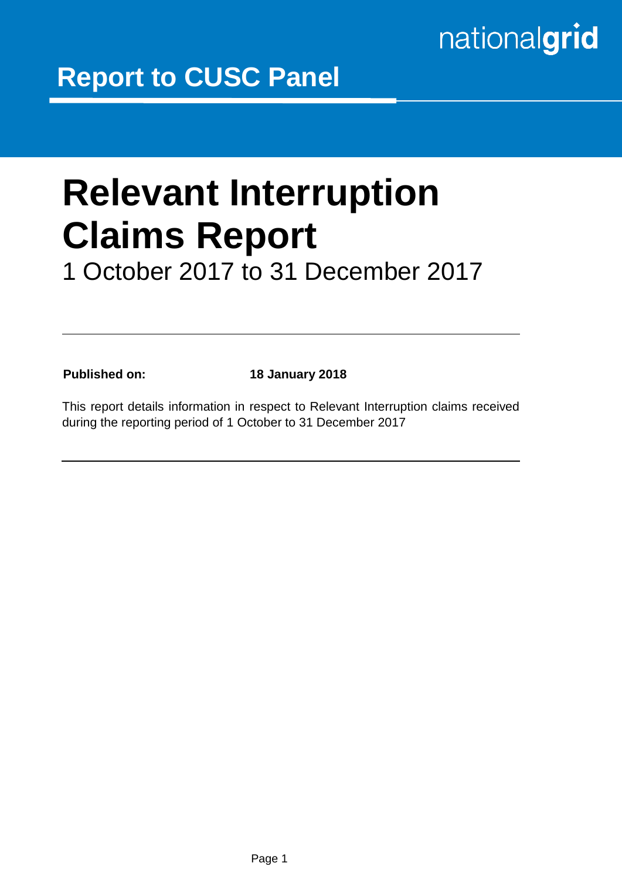nationalgrid

## Report to CUSC Panel

# Relevant Interruption Claims Report

1 October 2017 to 31 December 2017

**Published on:** **18 January 2018**

This report details information in respect to Relevant Interruption claims received during the reporting period of 1 October to 31 December 2017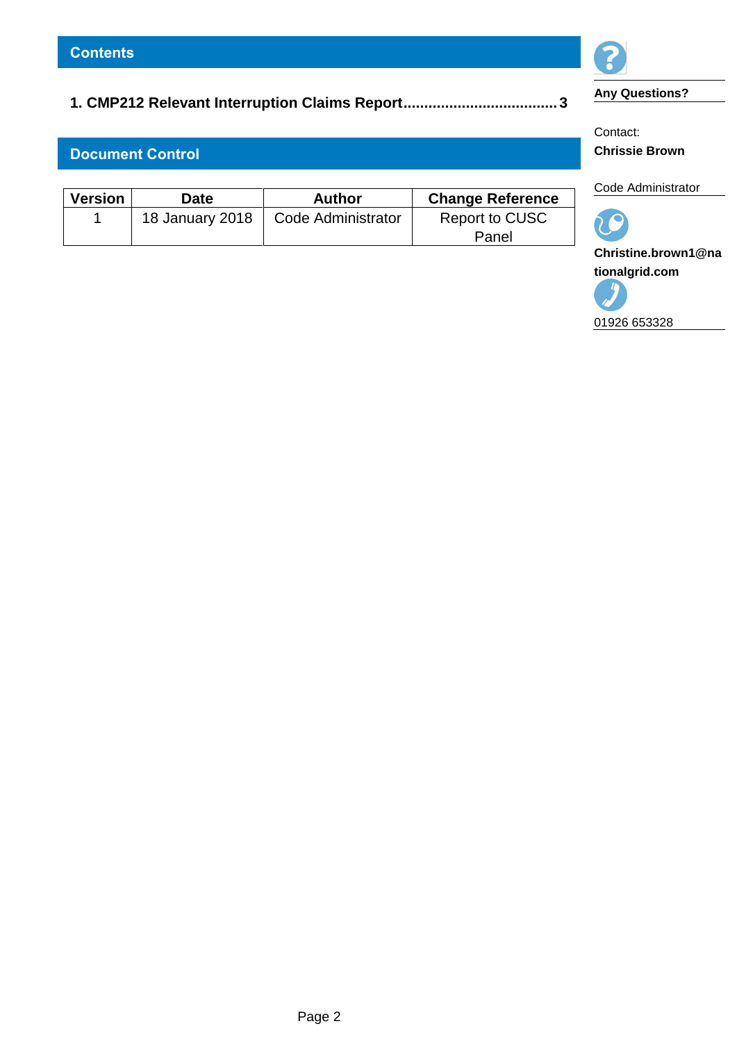## Contents

**1. CMP212 Relevant Interruption Claims Report.....................................3**

## Document Control

| Version | Date | Author | Change Reference |
|---|---|---|---|
| 1 | 18 January 2018 | Code Administrator | Report to CUSC Panel |

**Any Questions?**

Contact:
**Chrissie Brown**

Code Administrator

**Christine.brown1@nationalgrid.com**

01926 653328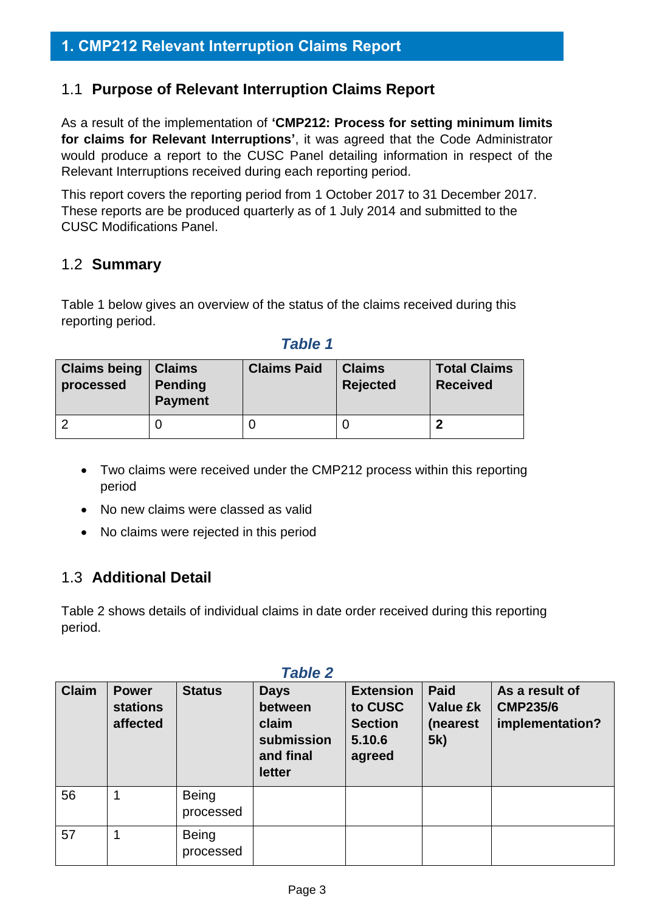# 1. CMP212 Relevant Interruption Claims Report

## 1.1 Purpose of Relevant Interruption Claims Report

As a result of the implementation of **'CMP212: Process for setting minimum limits for claims for Relevant Interruptions'**, it was agreed that the Code Administrator would produce a report to the CUSC Panel detailing information in respect of the Relevant Interruptions received during each reporting period.

This report covers the reporting period from 1 October 2017 to 31 December 2017. These reports are be produced quarterly as of 1 July 2014 and submitted to the CUSC Modifications Panel.

## 1.2 Summary

Table 1 below gives an overview of the status of the claims received during this reporting period.

***Table 1***

| Claims being processed | Claims Pending Payment | Claims Paid | Claims Rejected | Total Claims Received |
|---|---|---|---|---|
| 2 | 0 | 0 | 0 | **2** |

- Two claims were received under the CMP212 process within this reporting period
- No new claims were classed as valid
- No claims were rejected in this period

## 1.3 Additional Detail

Table 2 shows details of individual claims in date order received during this reporting period.

***Table 2***

| Claim | Power stations affected | Status | Days between claim submission and final letter | Extension to CUSC Section 5.10.6 agreed | Paid Value £k (nearest 5k) | As a result of CMP235/6 implementation? |
|---|---|---|---|---|---|---|
| 56 | 1 | Being processed | | | | |
| 57 | 1 | Being processed | | | | |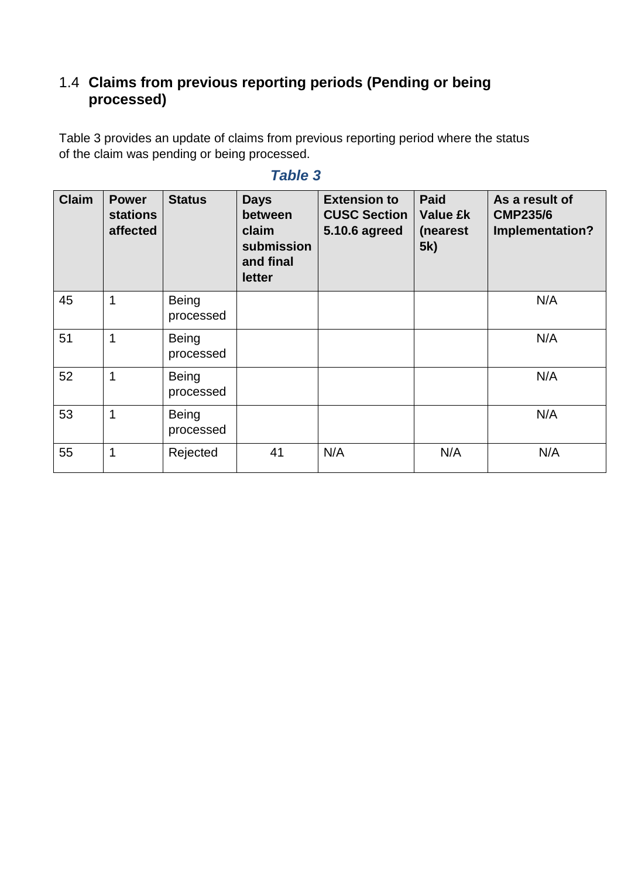## 1.4 Claims from previous reporting periods (Pending or being processed)

Table 3 provides an update of claims from previous reporting period where the status of the claim was pending or being processed.

***Table 3***

| Claim | Power stations affected | Status | Days between claim submission and final letter | Extension to CUSC Section 5.10.6 agreed | Paid Value £k (nearest 5k) | As a result of CMP235/6 Implementation? |
|---|---|---|---|---|---|---|
| 45 | 1 | Being processed | | | | N/A |
| 51 | 1 | Being processed | | | | N/A |
| 52 | 1 | Being processed | | | | N/A |
| 53 | 1 | Being processed | | | | N/A |
| 55 | 1 | Rejected | 41 | N/A | N/A | N/A |